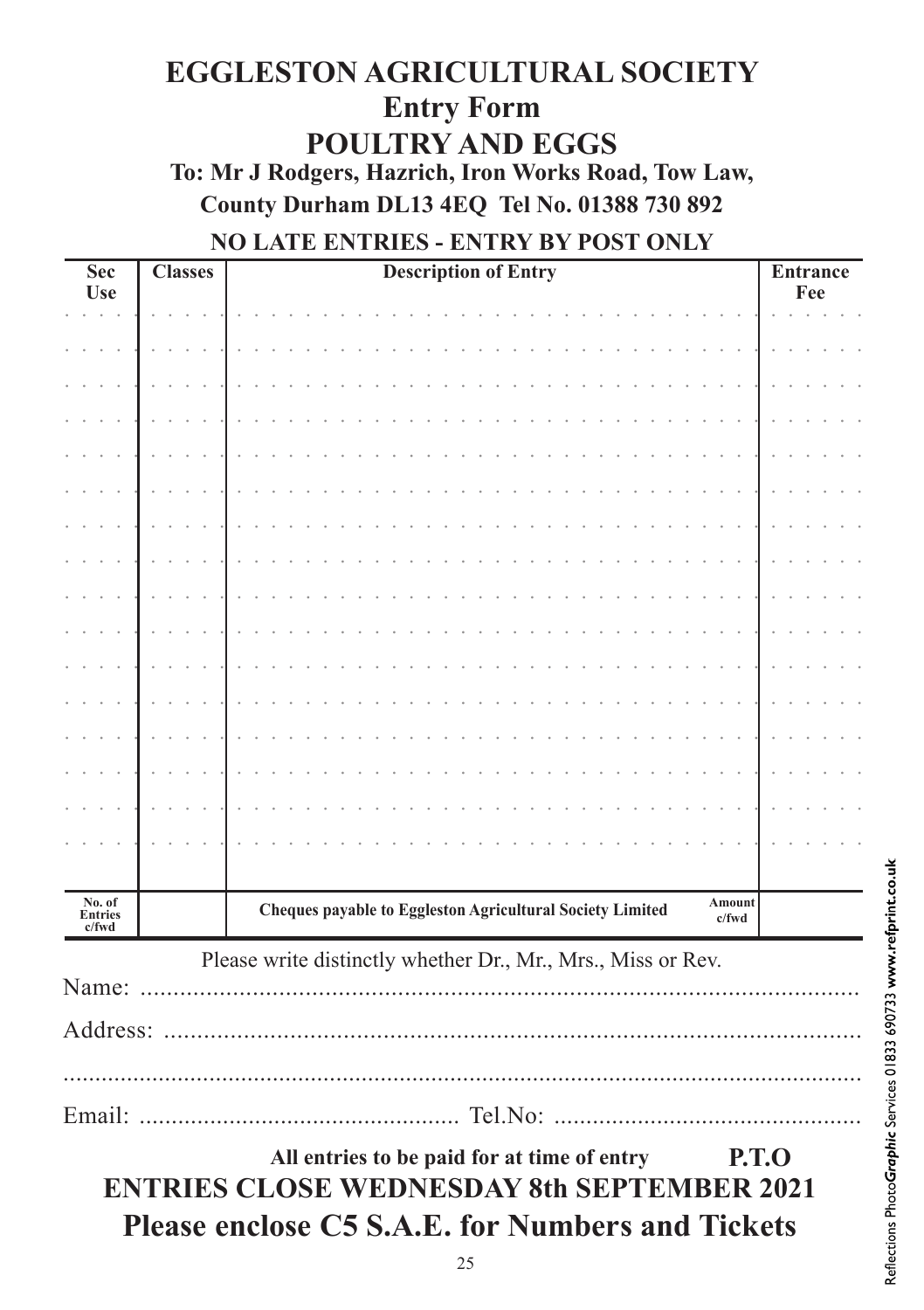# EGGLESTON AGRICULTURAL SOCIETY

## Entry Form

## POULTRY AND EGGS

**To: Mr J Rodgers, Hazrich, Iron Works Road, Tow Law, County Durham DL13 4EQ Tel No. 01388 730 892**

**NO LATE ENTRIES - ENTRY BY POST ONLY**

| Sec Use | Classes | Description of Entry | Entrance Fee |
|---|---|---|---|
| | | | |
| | | | |
| | | | |
| | | | |
| | | | |
| | | | |
| | | | |
| | | | |
| | | | |
| | | | |
| | | | |
| | | | |
| | | | |
| | | | |
| | | | |
| | | | |
| No. of Entries c/fwd | | Cheques payable to Eggleston Agricultural Society Limited — Amount c/fwd | |

Please write distinctly whether Dr., Mr., Mrs., Miss or Rev.

Name: ..........................................................................................................

Address: ......................................................................................................

......................................................................................................................

Email: ................................................. Tel.No: ..............................................

**All entries to be paid for at time of entry** **P.T.O**

**ENTRIES CLOSE WEDNESDAY 8th SEPTEMBER 2021**

**Please enclose C5 S.A.E. for Numbers and Tickets**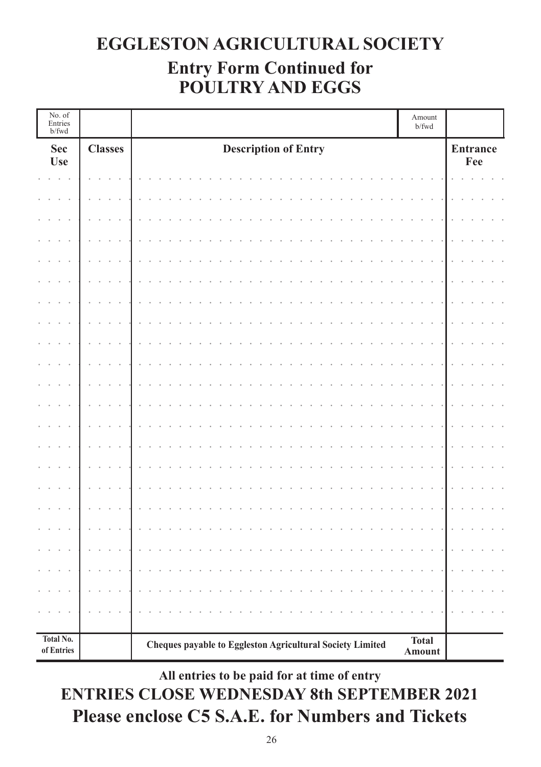# EGGLESTON AGRICULTURAL SOCIETY

## Entry Form Continued for POULTRY AND EGGS

| No. of Entries b/fwd | | | Amount b/fwd | |
|---|---|---|---|---|
| **Sec Use** | **Classes** | **Description of Entry** | | **Entrance Fee** |
| | | | | |
| | | | | |
| | | | | |
| | | | | |
| | | | | |
| | | | | |
| | | | | |
| | | | | |
| | | | | |
| | | | | |
| | | | | |
| | | | | |
| | | | | |
| | | | | |
| | | | | |
| | | | | |
| | | | | |
| | | | | |
| | | | | |
| | | | | |
| | | | | |
| | | | | |
| **Total No. of Entries** | | **Cheques payable to Eggleston Agricultural Society Limited** | **Total Amount** | |

**All entries to be paid for at time of entry**

**ENTRIES CLOSE WEDNESDAY 8th SEPTEMBER 2021**

**Please enclose C5 S.A.E. for Numbers and Tickets**